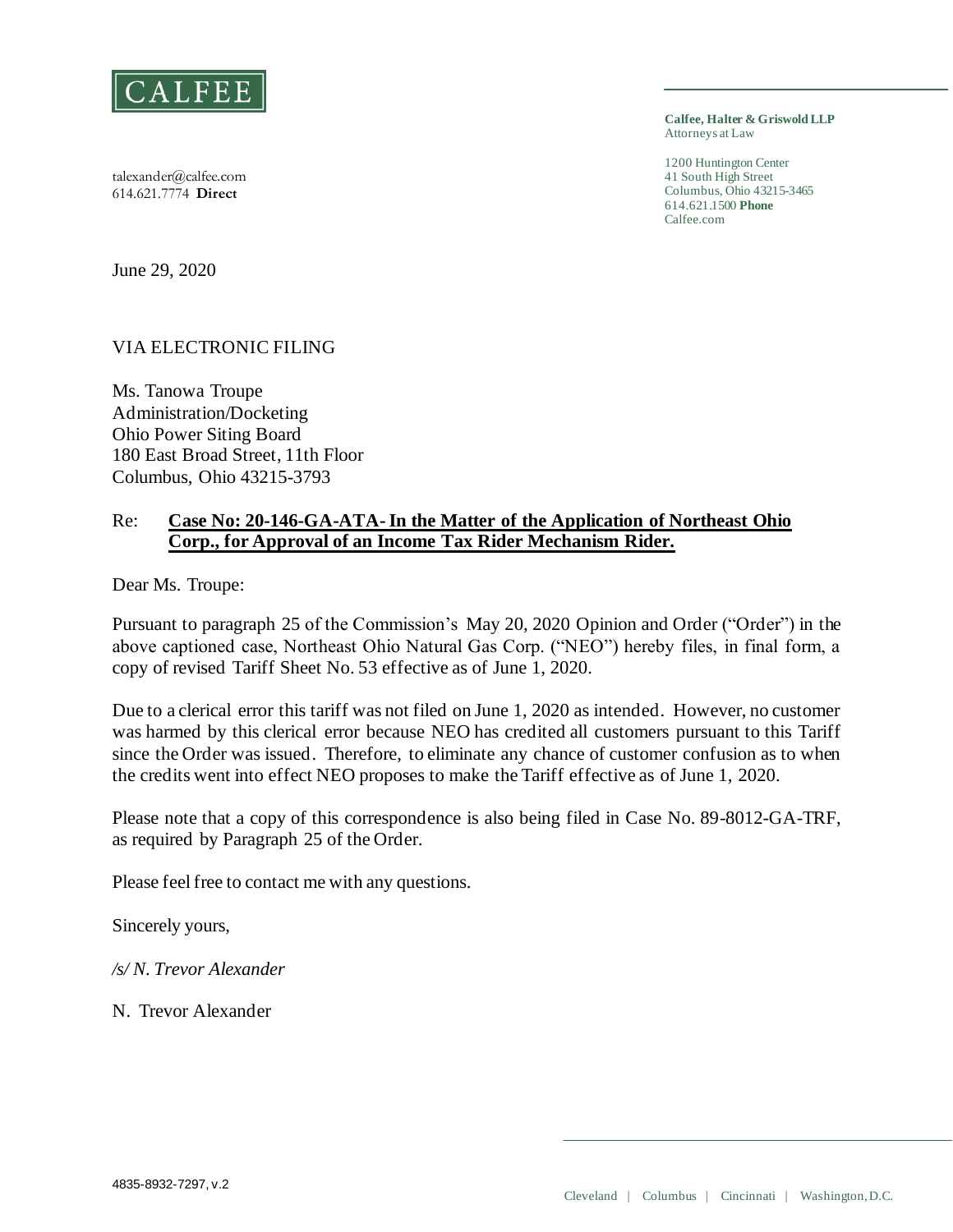CALFEE

**Calfee, Halter & Griswold LLP**
Attorneys at Law

1200 Huntington Center
41 South High Street
Columbus, Ohio 43215-3465
614.621.1500 **Phone**
Calfee.com

talexander@calfee.com
614.621.7774 **Direct**

June 29, 2020

VIA ELECTRONIC FILING

Ms. Tanowa Troupe
Administration/Docketing
Ohio Power Siting Board
180 East Broad Street, 11th Floor
Columbus, Ohio 43215-3793

Re: **Case No: 20-146-GA-ATA- In the Matter of the Application of Northeast Ohio Corp., for Approval of an Income Tax Rider Mechanism Rider.**

Dear Ms. Troupe:

Pursuant to paragraph 25 of the Commission's May 20, 2020 Opinion and Order ("Order") in the above captioned case, Northeast Ohio Natural Gas Corp. ("NEO") hereby files, in final form, a copy of revised Tariff Sheet No. 53 effective as of June 1, 2020.

Due to a clerical error this tariff was not filed on June 1, 2020 as intended. However, no customer was harmed by this clerical error because NEO has credited all customers pursuant to this Tariff since the Order was issued. Therefore, to eliminate any chance of customer confusion as to when the credits went into effect NEO proposes to make the Tariff effective as of June 1, 2020.

Please note that a copy of this correspondence is also being filed in Case No. 89-8012-GA-TRF, as required by Paragraph 25 of the Order.

Please feel free to contact me with any questions.

Sincerely yours,

*/s/ N. Trevor Alexander*

N. Trevor Alexander

4835-8932-7297, v.2

Cleveland | Columbus | Cincinnati | Washington, D.C.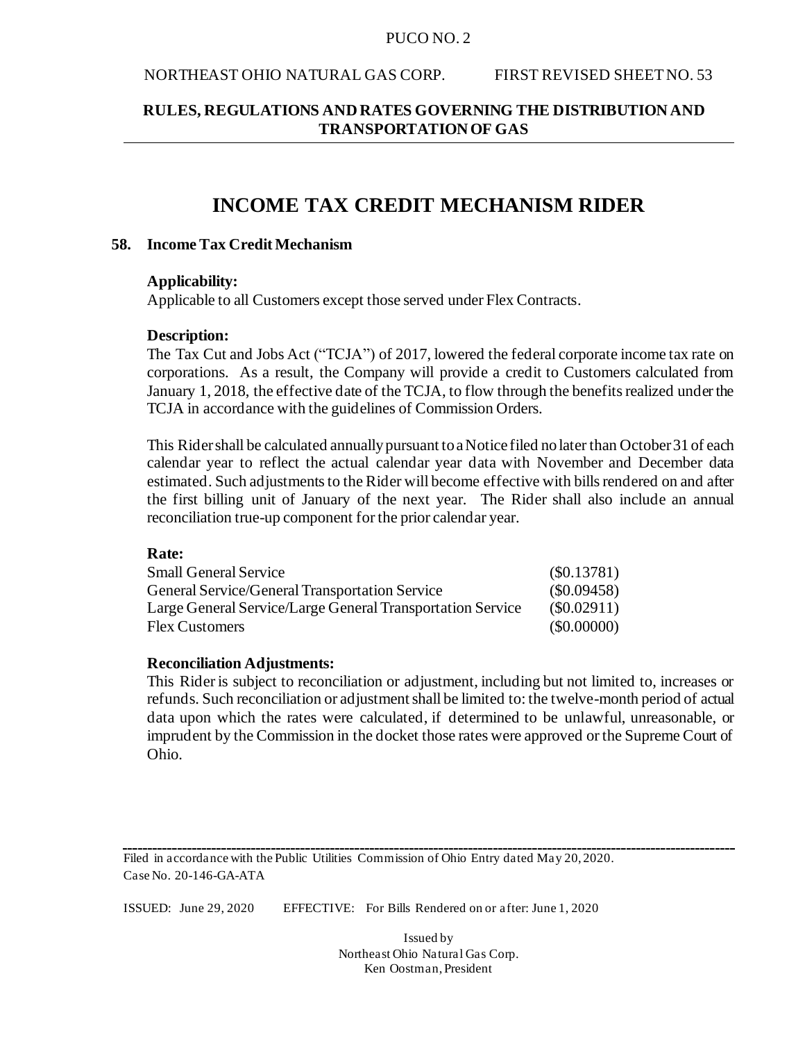# INCOME TAX CREDIT MECHANISM RIDER

## 58. Income Tax Credit Mechanism

### Applicability:

Applicable to all Customers except those served under Flex Contracts.

### Description:

The Tax Cut and Jobs Act ("TCJA") of 2017, lowered the federal corporate income tax rate on corporations. As a result, the Company will provide a credit to Customers calculated from January 1, 2018, the effective date of the TCJA, to flow through the benefits realized under the TCJA in accordance with the guidelines of Commission Orders.

This Rider shall be calculated annually pursuant to a Notice filed no later than October 31 of each calendar year to reflect the actual calendar year data with November and December data estimated. Such adjustments to the Rider will become effective with bills rendered on and after the first billing unit of January of the next year. The Rider shall also include an annual reconciliation true-up component for the prior calendar year.

### Rate:

| | |
|---|---|
| Small General Service | ($0.13781) |
| General Service/General Transportation Service | ($0.09458) |
| Large General Service/Large General Transportation Service | ($0.02911) |
| Flex Customers | ($0.00000) |

### Reconciliation Adjustments:

This Rider is subject to reconciliation or adjustment, including but not limited to, increases or refunds. Such reconciliation or adjustment shall be limited to: the twelve-month period of actual data upon which the rates were calculated, if determined to be unlawful, unreasonable, or imprudent by the Commission in the docket those rates were approved or the Supreme Court of Ohio.

Filed in accordance with the Public Utilities Commission of Ohio Entry dated May 20, 2020.
Case No. 20-146-GA-ATA

ISSUED: June 29, 2020 EFFECTIVE: For Bills Rendered on or after: June 1, 2020

Issued by
Northeast Ohio Natural Gas Corp.
Ken Oostman, President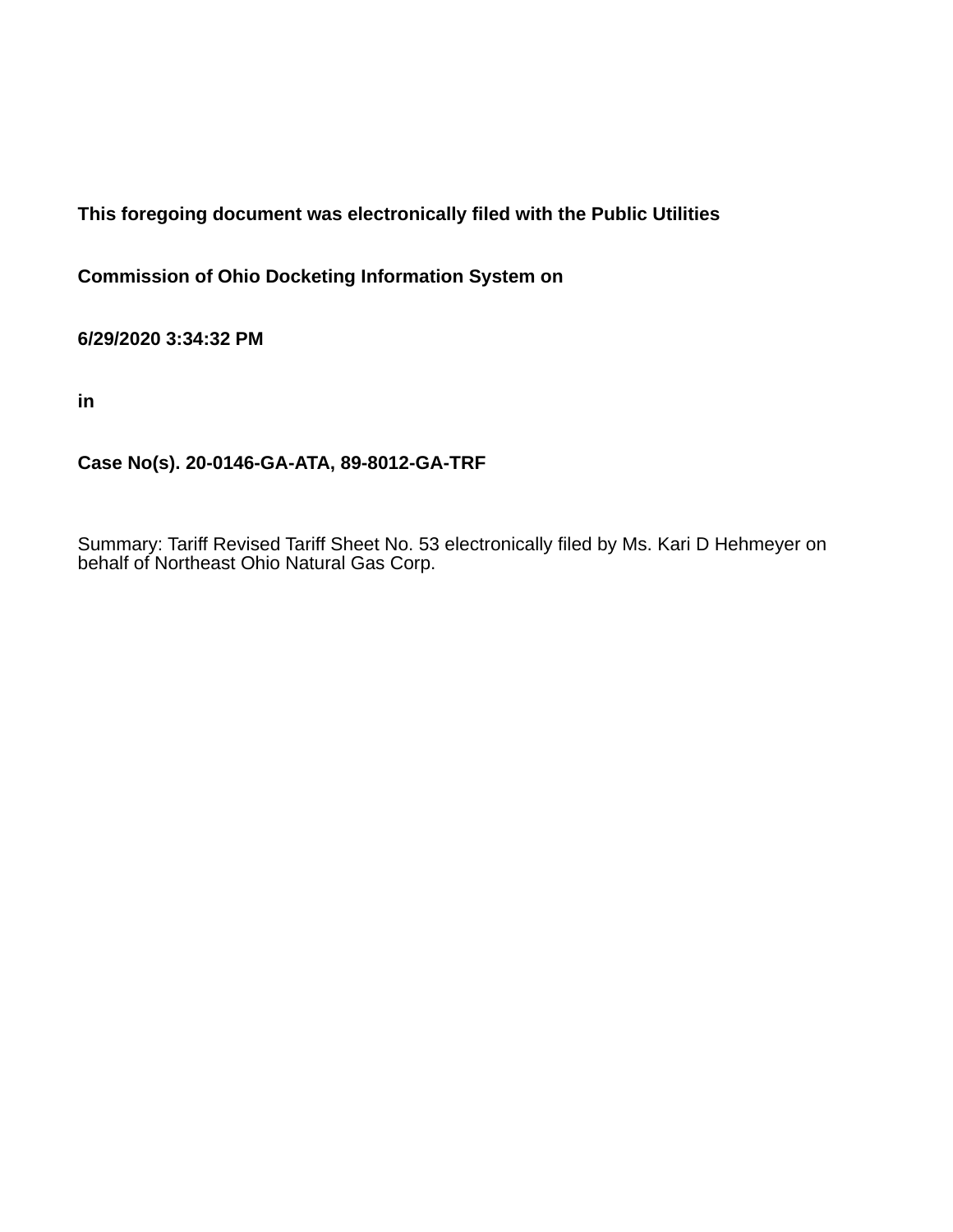**This foregoing document was electronically filed with the Public Utilities**

**Commission of Ohio Docketing Information System on**

**6/29/2020 3:34:32 PM**

**in**

**Case No(s). 20-0146-GA-ATA, 89-8012-GA-TRF**

Summary: Tariff Revised Tariff Sheet No. 53 electronically filed by Ms. Kari D Hehmeyer on behalf of Northeast Ohio Natural Gas Corp.